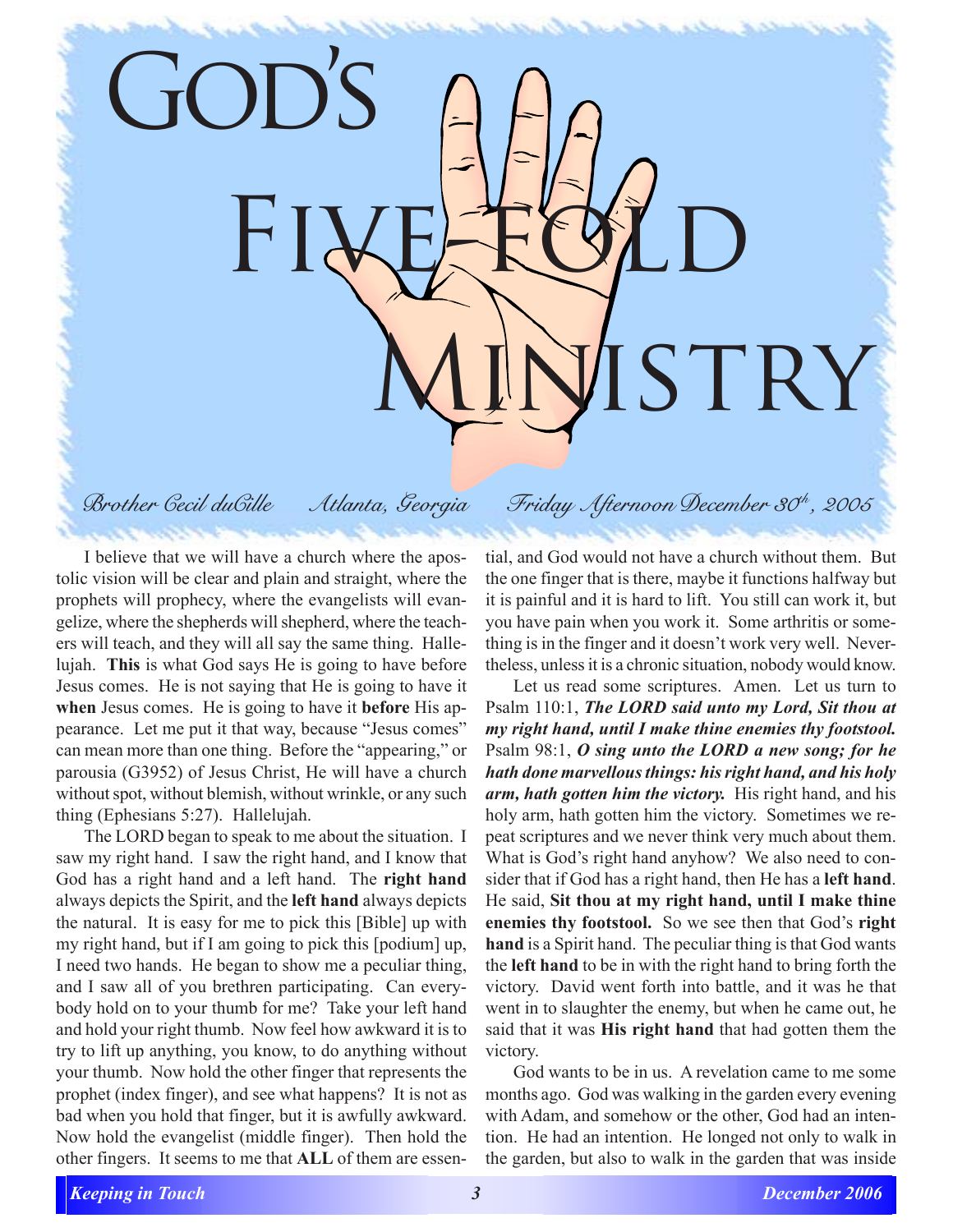# God's Five-fold Ministry

*Brother Cecil duCille — Atlanta, Georgia — Friday Afternoon December 30th, 2005*

I believe that we will have a church where the apostolic vision will be clear and plain and straight, where the prophets will prophecy, where the evangelists will evangelize, where the shepherds will shepherd, where the teachers will teach, and they will all say the same thing. Hallelujah. **This** is what God says He is going to have before Jesus comes. He is not saying that He is going to have it **when** Jesus comes. He is going to have it **before** His appearance. Let me put it that way, because "Jesus comes" can mean more than one thing. Before the "appearing," or parousia (G3952) of Jesus Christ, He will have a church without spot, without blemish, without wrinkle, or any such thing (Ephesians 5:27). Hallelujah.

The LORD began to speak to me about the situation. I saw my right hand. I saw the right hand, and I know that God has a right hand and a left hand. The **right hand** always depicts the Spirit, and the **left hand** always depicts the natural. It is easy for me to pick this [Bible] up with my right hand, but if I am going to pick this [podium] up, I need two hands. He began to show me a peculiar thing, and I saw all of you brethren participating. Can everybody hold on to your thumb for me? Take your left hand and hold your right thumb. Now feel how awkward it is to try to lift up anything, you know, to do anything without your thumb. Now hold the other finger that represents the prophet (index finger), and see what happens? It is not as bad when you hold that finger, but it is awfully awkward. Now hold the evangelist (middle finger). Then hold the other fingers. It seems to me that **ALL** of them are essential, and God would not have a church without them. But the one finger that is there, maybe it functions halfway but it is painful and it is hard to lift. You still can work it, but you have pain when you work it. Some arthritis or something is in the finger and it doesn't work very well. Nevertheless, unless it is a chronic situation, nobody would know.

Let us read some scriptures. Amen. Let us turn to Psalm 110:1, ***The LORD said unto my Lord, Sit thou at my right hand, until I make thine enemies thy footstool.*** Psalm 98:1, ***O sing unto the LORD a new song; for he hath done marvellous things: his right hand, and his holy arm, hath gotten him the victory.*** His right hand, and his holy arm, hath gotten him the victory. Sometimes we repeat scriptures and we never think very much about them. What is God's right hand anyhow? We also need to consider that if God has a right hand, then He has a **left hand**. He said, **Sit thou at my right hand, until I make thine enemies thy footstool.** So we see then that God's **right hand** is a Spirit hand. The peculiar thing is that God wants the **left hand** to be in with the right hand to bring forth the victory. David went forth into battle, and it was he that went in to slaughter the enemy, but when he came out, he said that it was **His right hand** that had gotten them the victory.

God wants to be in us. A revelation came to me some months ago. God was walking in the garden every evening with Adam, and somehow or the other, God had an intention. He had an intention. He longed not only to walk in the garden, but also to walk in the garden that was inside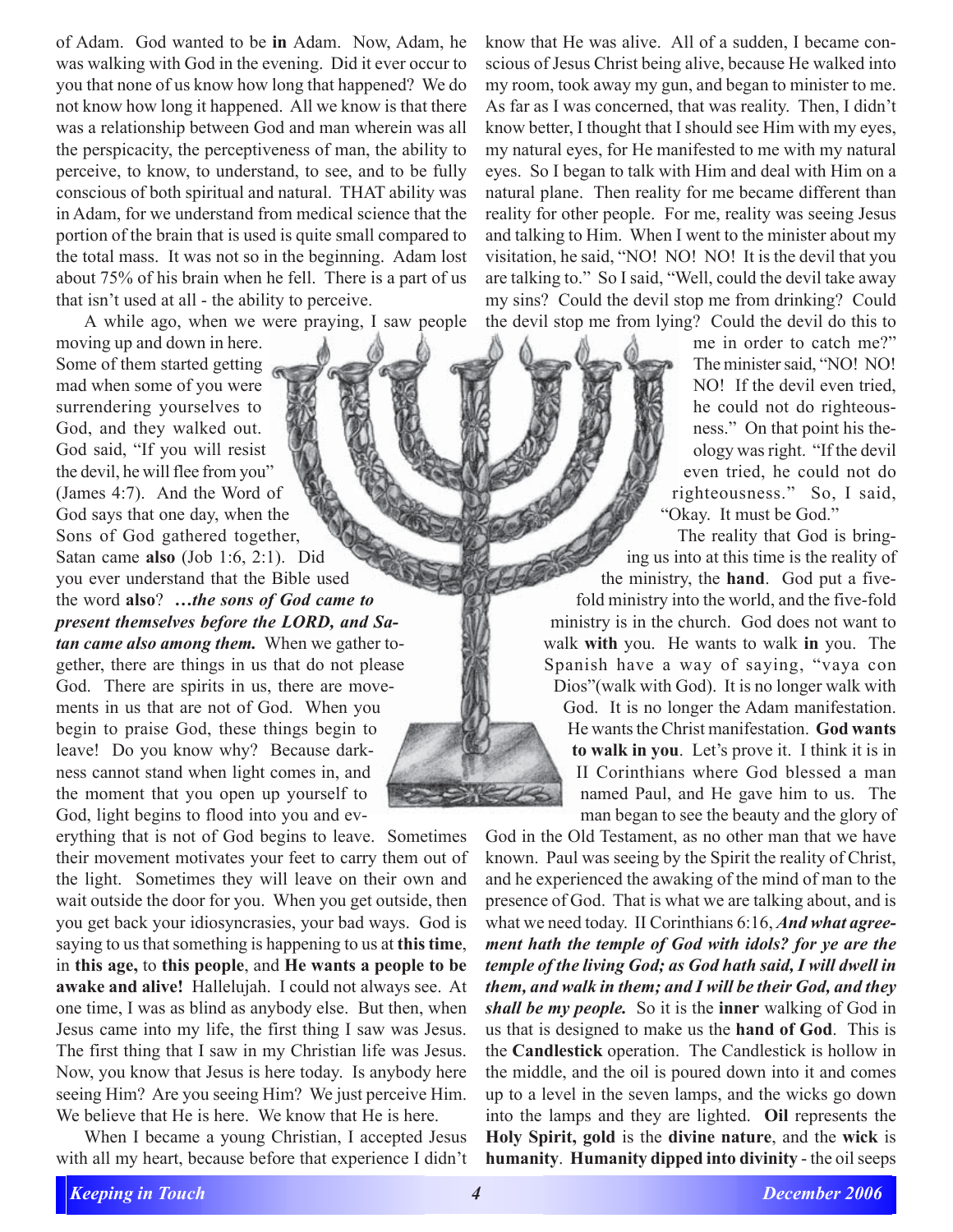of Adam. God wanted to be **in** Adam. Now, Adam, he was walking with God in the evening. Did it ever occur to you that none of us know how long that happened? We do not know how long it happened. All we know is that there was a relationship between God and man wherein was all the perspicacity, the perceptiveness of man, the ability to perceive, to know, to understand, to see, and to be fully conscious of both spiritual and natural. THAT ability was in Adam, for we understand from medical science that the portion of the brain that is used is quite small compared to the total mass. It was not so in the beginning. Adam lost about 75% of his brain when he fell. There is a part of us that isn't used at all - the ability to perceive.

A while ago, when we were praying, I saw people moving up and down in here. Some of them started getting mad when some of you were surrendering yourselves to God, and they walked out. God said, "If you will resist the devil, he will flee from you" (James 4:7). And the Word of God says that one day, when the Sons of God gathered together, Satan came **also** (Job 1:6, 2:1). Did you ever understand that the Bible used the word **also**? ***…the sons of God came to present themselves before the LORD, and Satan came also among them.*** When we gather together, there are things in us that do not please God. There are spirits in us, there are movements in us that are not of God. When you begin to praise God, these things begin to leave! Do you know why? Because darkness cannot stand when light comes in, and the moment that you open up yourself to God, light begins to flood into you and everything that is not of God begins to leave. Sometimes their movement motivates your feet to carry them out of the light. Sometimes they will leave on their own and wait outside the door for you. When you get outside, then you get back your idiosyncrasies, your bad ways. God is saying to us that something is happening to us at **this time**, in **this age,** to **this people**, and **He wants a people to be awake and alive!** Hallelujah. I could not always see. At one time, I was as blind as anybody else. But then, when Jesus came into my life, the first thing I saw was Jesus. The first thing that I saw in my Christian life was Jesus. Now, you know that Jesus is here today. Is anybody here seeing Him? Are you seeing Him? We just perceive Him. We believe that He is here. We know that He is here.

When I became a young Christian, I accepted Jesus with all my heart, because before that experience I didn't know that He was alive. All of a sudden, I became conscious of Jesus Christ being alive, because He walked into my room, took away my gun, and began to minister to me. As far as I was concerned, that was reality. Then, I didn't know better, I thought that I should see Him with my eyes, my natural eyes, for He manifested to me with my natural eyes. So I began to talk with Him and deal with Him on a natural plane. Then reality for me became different than reality for other people. For me, reality was seeing Jesus and talking to Him. When I went to the minister about my visitation, he said, "NO! NO! NO! It is the devil that you are talking to." So I said, "Well, could the devil take away my sins? Could the devil stop me from drinking? Could the devil stop me from lying? Could the devil do this to me in order to catch me?" The minister said, "NO! NO! NO! If the devil even tried, he could not do righteousness." On that point his theology was right. "If the devil even tried, he could not do righteousness." So, I said, "Okay. It must be God."

The reality that God is bringing us into at this time is the reality of the ministry, the **hand**. God put a five-fold ministry into the world, and the five-fold ministry is in the church. God does not want to walk **with** you. He wants to walk **in** you. The Spanish have a way of saying, "vaya con Dios"(walk with God). It is no longer walk with God. It is no longer the Adam manifestation. He wants the Christ manifestation. **God wants to walk in you**. Let's prove it. I think it is in II Corinthians where God blessed a man named Paul, and He gave him to us. The man began to see the beauty and the glory of God in the Old Testament, as no other man that we have known. Paul was seeing by the Spirit the reality of Christ, and he experienced the awaking of the mind of man to the presence of God. That is what we are talking about, and is what we need today. II Corinthians 6:16, ***And what agreement hath the temple of God with idols? for ye are the temple of the living God; as God hath said, I will dwell in them, and walk in them; and I will be their God, and they shall be my people.*** So it is the **inner** walking of God in us that is designed to make us the **hand of God**. This is the **Candlestick** operation. The Candlestick is hollow in the middle, and the oil is poured down into it and comes up to a level in the seven lamps, and the wicks go down into the lamps and they are lighted. **Oil** represents the **Holy Spirit, gold** is the **divine nature**, and the **wick** is **humanity**. **Humanity dipped into divinity** - the oil seeps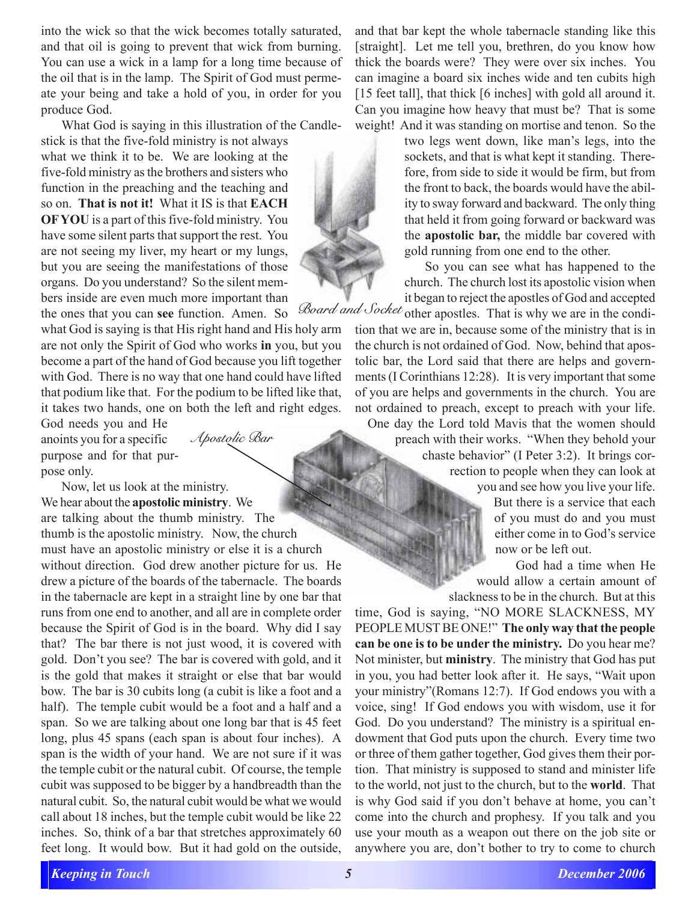into the wick so that the wick becomes totally saturated, and that oil is going to prevent that wick from burning. You can use a wick in a lamp for a long time because of the oil that is in the lamp. The Spirit of God must permeate your being and take a hold of you, in order for you produce God.

What God is saying in this illustration of the Candlestick is that the five-fold ministry is not always what we think it to be. We are looking at the five-fold ministry as the brothers and sisters who function in the preaching and the teaching and so on. **That is not it!** What it IS is that **EACH OF YOU** is a part of this five-fold ministry. You have some silent parts that support the rest. You are not seeing my liver, my heart or my lungs, but you are seeing the manifestations of those organs. Do you understand? So the silent members inside are even much more important than the ones that you can **see** function. Amen. So what God is saying is that His right hand and His holy arm are not only the Spirit of God who works **in** you, but you become a part of the hand of God because you lift together with God. There is no way that one hand could have lifted that podium like that. For the podium to be lifted like that, it takes two hands, one on both the left and right edges. God needs you and He anoints you for a specific purpose and for that purpose only.

Now, let us look at the ministry. We hear about the **apostolic ministry**. We are talking about the thumb ministry. The thumb is the apostolic ministry. Now, the church must have an apostolic ministry or else it is a church without direction. God drew another picture for us. He drew a picture of the boards of the tabernacle. The boards in the tabernacle are kept in a straight line by one bar that runs from one end to another, and all are in complete order because the Spirit of God is in the board. Why did I say that? The bar there is not just wood, it is covered with gold. Don't you see? The bar is covered with gold, and it is the gold that makes it straight or else that bar would bow. The bar is 30 cubits long (a cubit is like a foot and a half). The temple cubit would be a foot and a half and a span. So we are talking about one long bar that is 45 feet long, plus 45 spans (each span is about four inches). A span is the width of your hand. We are not sure if it was the temple cubit or the natural cubit. Of course, the temple cubit was supposed to be bigger by a handbreadth than the natural cubit. So, the natural cubit would be what we would call about 18 inches, but the temple cubit would be like 22 inches. So, think of a bar that stretches approximately 60 feet long. It would bow. But it had gold on the outside, and that bar kept the whole tabernacle standing like this [straight]. Let me tell you, brethren, do you know how thick the boards were? They were over six inches. You can imagine a board six inches wide and ten cubits high [15 feet tall], that thick [6 inches] with gold all around it. Can you imagine how heavy that must be? That is some weight! And it was standing on mortise and tenon. So the two legs went down, like man's legs, into the sockets, and that is what kept it standing. Therefore, from side to side it would be firm, but from the front to back, the boards would have the ability to sway forward and backward. The only thing that held it from going forward or backward was the **apostolic bar,** the middle bar covered with gold running from one end to the other.

*Board and Socket*

*Apostolic Bar*

So you can see what has happened to the church. The church lost its apostolic vision when it began to reject the apostles of God and accepted other apostles. That is why we are in the condition that we are in, because some of the ministry that is in the church is not ordained of God. Now, behind that apostolic bar, the Lord said that there are helps and governments (I Corinthians 12:28). It is very important that some of you are helps and governments in the church. You are not ordained to preach, except to preach with your life. One day the Lord told Mavis that the women should preach with their works. "When they behold your chaste behavior" (I Peter 3:2). It brings correction to people when they can look at you and see how you live your life. But there is a service that each of you must do and you must either come in to God's service now or be left out.

God had a time when He would allow a certain amount of slackness to be in the church. But at this time, God is saying, "NO MORE SLACKNESS, MY PEOPLE MUST BE ONE!" **The only way that the people can be one is to be under the ministry.** Do you hear me? Not minister, but **ministry**. The ministry that God has put in you, you had better look after it. He says, "Wait upon your ministry"(Romans 12:7). If God endows you with a voice, sing! If God endows you with wisdom, use it for God. Do you understand? The ministry is a spiritual endowment that God puts upon the church. Every time two or three of them gather together, God gives them their portion. That ministry is supposed to stand and minister life to the world, not just to the church, but to the **world**. That is why God said if you don't behave at home, you can't come into the church and prophesy. If you talk and you use your mouth as a weapon out there on the job site or anywhere you are, don't bother to try to come to church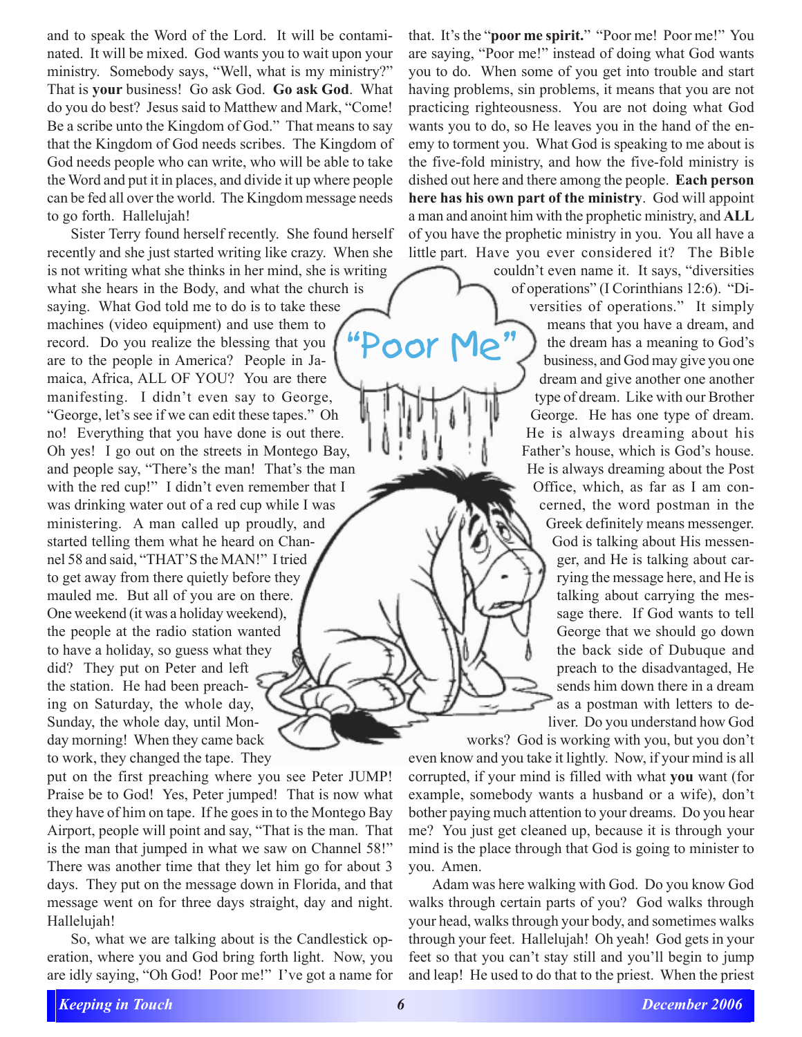and to speak the Word of the Lord. It will be contaminated. It will be mixed. God wants you to wait upon your ministry. Somebody says, "Well, what is my ministry?" That is **your** business! Go ask God. **Go ask God**. What do you do best? Jesus said to Matthew and Mark, "Come! Be a scribe unto the Kingdom of God." That means to say that the Kingdom of God needs scribes. The Kingdom of God needs people who can write, who will be able to take the Word and put it in places, and divide it up where people can be fed all over the world. The Kingdom message needs to go forth. Hallelujah!

Sister Terry found herself recently. She found herself recently and she just started writing like crazy. When she is not writing what she thinks in her mind, she is writing what she hears in the Body, and what the church is saying. What God told me to do is to take these machines (video equipment) and use them to record. Do you realize the blessing that you are to the people in America? People in Jamaica, Africa, ALL OF YOU? You are there manifesting. I didn't even say to George, "George, let's see if we can edit these tapes." Oh no! Everything that you have done is out there. Oh yes! I go out on the streets in Montego Bay, and people say, "There's the man! That's the man with the red cup!" I didn't even remember that I was drinking water out of a red cup while I was ministering. A man called up proudly, and started telling them what he heard on Channel 58 and said, "THAT'S the MAN!" I tried to get away from there quietly before they mauled me. But all of you are on there. One weekend (it was a holiday weekend), the people at the radio station wanted to have a holiday, so guess what they did? They put on Peter and left the station. He had been preaching on Saturday, the whole day, Sunday, the whole day, until Monday morning! When they came back to work, they changed the tape. They put on the first preaching where you see Peter JUMP! Praise be to God! Yes, Peter jumped! That is now what they have of him on tape. If he goes in to the Montego Bay Airport, people will point and say, "That is the man. That is the man that jumped in what we saw on Channel 58!" There was another time that they let him go for about 3 days. They put on the message down in Florida, and that message went on for three days straight, day and night. Hallelujah!

So, what we are talking about is the Candlestick operation, where you and God bring forth light. Now, you are idly saying, "Oh God! Poor me!" I've got a name for that. It's the "**poor me spirit.**" "Poor me! Poor me!" You are saying, "Poor me!" instead of doing what God wants you to do. When some of you get into trouble and start having problems, sin problems, it means that you are not practicing righteousness. You are not doing what God wants you to do, so He leaves you in the hand of the enemy to torment you. What God is speaking to me about is the five-fold ministry, and how the five-fold ministry is dished out here and there among the people. **Each person here has his own part of the ministry**. God will appoint a man and anoint him with the prophetic ministry, and **ALL** of you have the prophetic ministry in you. You all have a little part. Have you ever considered it? The Bible couldn't even name it. It says, "diversities of operations" (I Corinthians 12:6). "Diversities of operations." It simply means that you have a dream, and the dream has a meaning to God's business, and God may give you one dream and give another one another type of dream. Like with our Brother George. He has one type of dream. He is always dreaming about his Father's house, which is God's house. He is always dreaming about the Post Office, which, as far as I am concerned, the word postman in the Greek definitely means messenger. God is talking about His messenger, and He is talking about carrying the message here, and He is talking about carrying the message there. If God wants to tell George that we should go down the back side of Dubuque and preach to the disadvantaged, He sends him down there in a dream as a postman with letters to deliver. Do you understand how God works? God is working with you, but you don't even know and you take it lightly. Now, if your mind is all corrupted, if your mind is filled with what **you** want (for example, somebody wants a husband or a wife), don't bother paying much attention to your dreams. Do you hear me? You just get cleaned up, because it is through your mind is the place through that God is going to minister to you. Amen.

Adam was here walking with God. Do you know God walks through certain parts of you? God walks through your head, walks through your body, and sometimes walks through your feet. Hallelujah! Oh yeah! God gets in your feet so that you can't stay still and you'll begin to jump and leap! He used to do that to the priest. When the priest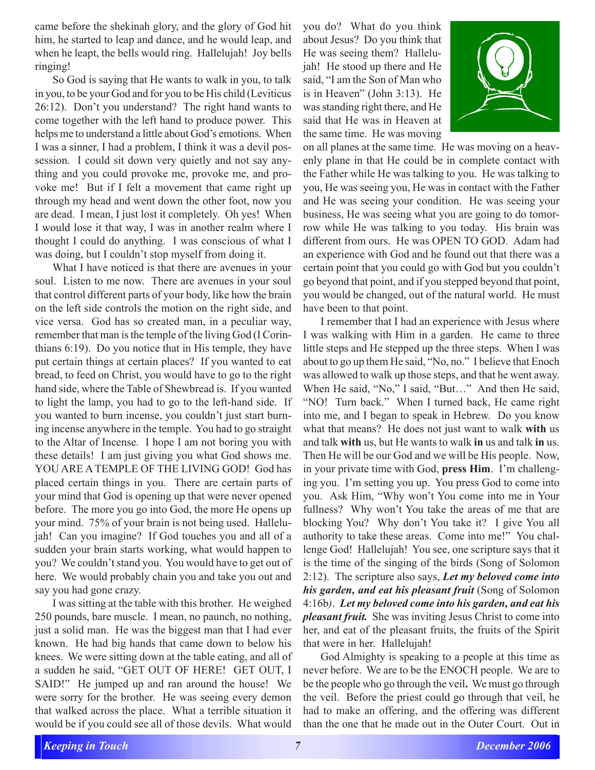came before the shekinah glory, and the glory of God hit him, he started to leap and dance, and he would leap, and when he leapt, the bells would ring. Hallelujah! Joy bells ringing!

So God is saying that He wants to walk in you, to talk in you, to be your God and for you to be His child (Leviticus 26:12). Don't you understand? The right hand wants to come together with the left hand to produce power. This helps me to understand a little about God's emotions. When I was a sinner, I had a problem, I think it was a devil possession. I could sit down very quietly and not say anything and you could provoke me, provoke me, and provoke me! But if I felt a movement that came right up through my head and went down the other foot, now you are dead. I mean, I just lost it completely. Oh yes! When I would lose it that way, I was in another realm where I thought I could do anything. I was conscious of what I was doing, but I couldn't stop myself from doing it.

What I have noticed is that there are avenues in your soul. Listen to me now. There are avenues in your soul that control different parts of your body, like how the brain on the left side controls the motion on the right side, and vice versa. God has so created man, in a peculiar way, remember that man is the temple of the living God (I Corinthians 6:19). Do you notice that in His temple, they have put certain things at certain places? If you wanted to eat bread, to feed on Christ, you would have to go to the right hand side, where the Table of Shewbread is. If you wanted to light the lamp, you had to go to the left-hand side. If you wanted to burn incense, you couldn't just start burning incense anywhere in the temple. You had to go straight to the Altar of Incense. I hope I am not boring you with these details! I am just giving you what God shows me. YOU ARE A TEMPLE OF THE LIVING GOD! God has placed certain things in you. There are certain parts of your mind that God is opening up that were never opened before. The more you go into God, the more He opens up your mind. 75% of your brain is not being used. Hallelujah! Can you imagine? If God touches you and all of a sudden your brain starts working, what would happen to you? We couldn't stand you. You would have to get out of here. We would probably chain you and take you out and say you had gone crazy.

I was sitting at the table with this brother. He weighed 250 pounds, bare muscle. I mean, no paunch, no nothing, just a solid man. He was the biggest man that I had ever known. He had big hands that came down to below his knees. We were sitting down at the table eating, and all of a sudden he said, "GET OUT OF HERE! GET OUT, I SAID!" He jumped up and ran around the house! We were sorry for the brother. He was seeing every demon that walked across the place. What a terrible situation it would be if you could see all of those devils. What would you do? What do you think about Jesus? Do you think that He was seeing them? Hallelujah! He stood up there and He said, "I am the Son of Man who is in Heaven" (John 3:13). He was standing right there, and He said that He was in Heaven at the same time. He was moving on all planes at the same time. He was moving on a heavenly plane in that He could be in complete contact with the Father while He was talking to you. He was talking to you, He was seeing you, He was in contact with the Father and He was seeing your condition. He was seeing your business, He was seeing what you are going to do tomorrow while He was talking to you today. His brain was different from ours. He was OPEN TO GOD. Adam had an experience with God and he found out that there was a certain point that you could go with God but you couldn't go beyond that point, and if you stepped beyond that point, you would be changed, out of the natural world. He must have been to that point.

I remember that I had an experience with Jesus where I was walking with Him in a garden. He came to three little steps and He stepped up the three steps. When I was about to go up them He said, "No, no." I believe that Enoch was allowed to walk up those steps, and that he went away. When He said, "No," I said, "But…" And then He said, "NO! Turn back." When I turned back, He came right into me, and I began to speak in Hebrew. Do you know what that means? He does not just want to walk **with** us and talk **with** us, but He wants to walk **in** us and talk **in** us. Then He will be our God and we will be His people. Now, in your private time with God, **press Him**. I'm challenging you. I'm setting you up. You press God to come into you. Ask Him, "Why won't You come into me in Your fullness? Why won't You take the areas of me that are blocking You? Why don't You take it? I give You all authority to take these areas. Come into me!" You challenge God! Hallelujah! You see, one scripture says that it is the time of the singing of the birds (Song of Solomon 2:12). The scripture also says, ***Let my beloved come into his garden, and eat his pleasant fruit*** (Song of Solomon 4:16b). ***Let my beloved come into his garden, and eat his pleasant fruit.*** She was inviting Jesus Christ to come into her, and eat of the pleasant fruits, the fruits of the Spirit that were in her. Hallelujah!

God Almighty is speaking to a people at this time as never before. We are to be the ENOCH people. We are to be the people who go through the veil**.** We must go through the veil. Before the priest could go through that veil, he had to make an offering, and the offering was different than the one that he made out in the Outer Court. Out in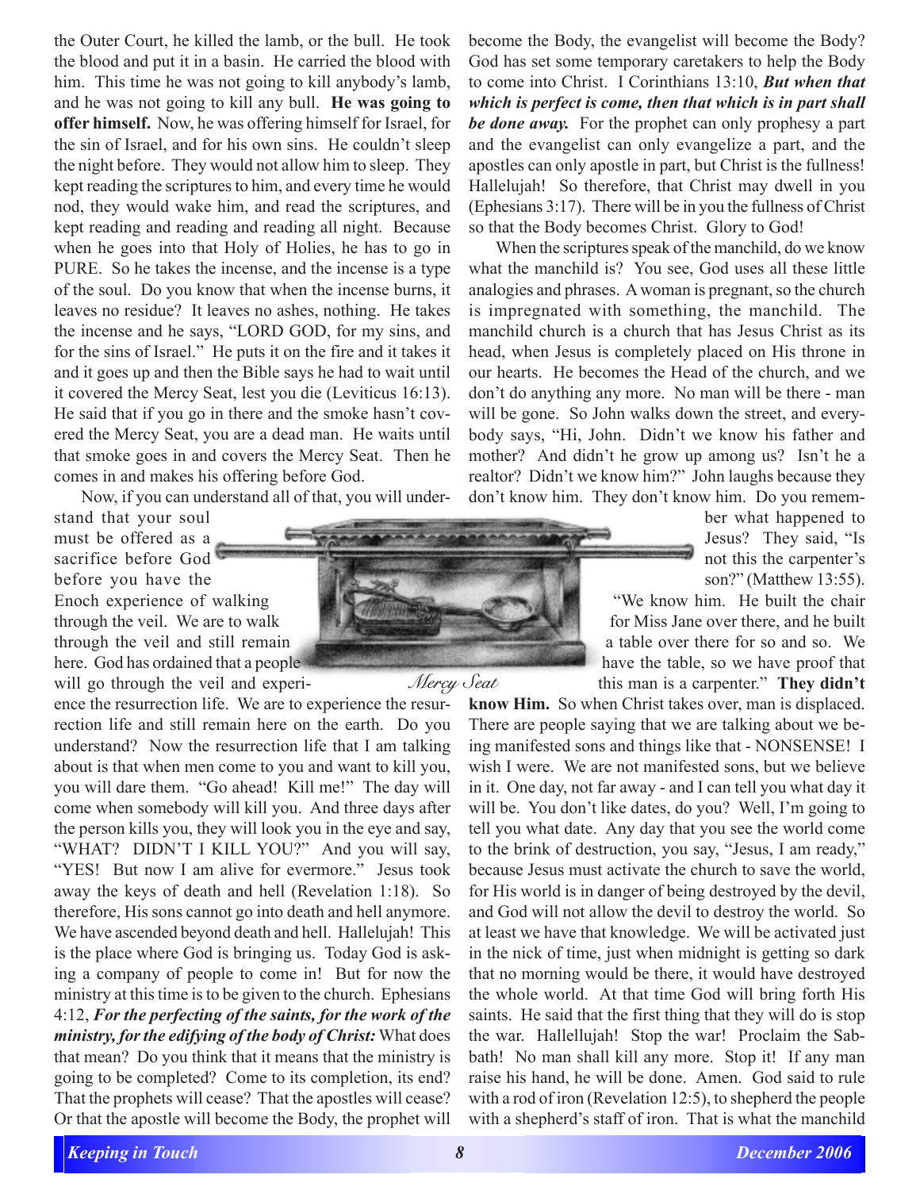the Outer Court, he killed the lamb, or the bull. He took the blood and put it in a basin. He carried the blood with him. This time he was not going to kill anybody's lamb, and he was not going to kill any bull. **He was going to offer himself.** Now, he was offering himself for Israel, for the sin of Israel, and for his own sins. He couldn't sleep the night before. They would not allow him to sleep. They kept reading the scriptures to him, and every time he would nod, they would wake him, and read the scriptures, and kept reading and reading and reading all night. Because when he goes into that Holy of Holies, he has to go in PURE. So he takes the incense, and the incense is a type of the soul. Do you know that when the incense burns, it leaves no residue? It leaves no ashes, nothing. He takes the incense and he says, "LORD GOD, for my sins, and for the sins of Israel." He puts it on the fire and it takes it and it goes up and then the Bible says he had to wait until it covered the Mercy Seat, lest you die (Leviticus 16:13). He said that if you go in there and the smoke hasn't covered the Mercy Seat, you are a dead man. He waits until that smoke goes in and covers the Mercy Seat. Then he comes in and makes his offering before God.

Now, if you can understand all of that, you will understand that your soul must be offered as a sacrifice before God before you have the Enoch experience of walking through the veil. We are to walk through the veil and still remain here. God has ordained that a people will go through the veil and experience the resurrection life. We are to experience the resurrection life and still remain here on the earth. Do you understand? Now the resurrection life that I am talking about is that when men come to you and want to kill you, you will dare them. "Go ahead! Kill me!" The day will come when somebody will kill you. And three days after the person kills you, they will look you in the eye and say, "WHAT? DIDN'T I KILL YOU?" And you will say, "YES! But now I am alive for evermore." Jesus took away the keys of death and hell (Revelation 1:18). So therefore, His sons cannot go into death and hell anymore. We have ascended beyond death and hell. Hallelujah! This is the place where God is bringing us. Today God is asking a company of people to come in! But for now the ministry at this time is to be given to the church. Ephesians 4:12, ***For the perfecting of the saints, for the work of the ministry, for the edifying of the body of Christ:*** What does that mean? Do you think that it means that the ministry is going to be completed? Come to its completion, its end? That the prophets will cease? That the apostles will cease? Or that the apostle will become the Body, the prophet will become the Body, the evangelist will become the Body? God has set some temporary caretakers to help the Body to come into Christ. I Corinthians 13:10, ***But when that which is perfect is come, then that which is in part shall be done away.*** For the prophet can only prophesy a part and the evangelist can only evangelize a part, and the apostles can only apostle in part, but Christ is the fullness! Hallelujah! So therefore, that Christ may dwell in you (Ephesians 3:17). There will be in you the fullness of Christ so that the Body becomes Christ. Glory to God!

Mercy Seat

When the scriptures speak of the manchild, do we know what the manchild is? You see, God uses all these little analogies and phrases. A woman is pregnant, so the church is impregnated with something, the manchild. The manchild church is a church that has Jesus Christ as its head, when Jesus is completely placed on His throne in our hearts. He becomes the Head of the church, and we don't do anything any more. No man will be there - man will be gone. So John walks down the street, and everybody says, "Hi, John. Didn't we know his father and mother? And didn't he grow up among us? Isn't he a realtor? Didn't we know him?" John laughs because they don't know him. They don't know him. Do you remember what happened to Jesus? They said, "Is not this the carpenter's son?" (Matthew 13:55). "We know him. He built the chair for Miss Jane over there, and he built a table over there for so and so. We have the table, so we have proof that this man is a carpenter." **They didn't know Him.** So when Christ takes over, man is displaced. There are people saying that we are talking about we being manifested sons and things like that - NONSENSE! I wish I were. We are not manifested sons, but we believe in it. One day, not far away - and I can tell you what day it will be. You don't like dates, do you? Well, I'm going to tell you what date. Any day that you see the world come to the brink of destruction, you say, "Jesus, I am ready," because Jesus must activate the church to save the world, for His world is in danger of being destroyed by the devil, and God will not allow the devil to destroy the world. So at least we have that knowledge. We will be activated just in the nick of time, just when midnight is getting so dark that no morning would be there, it would have destroyed the whole world. At that time God will bring forth His saints. He said that the first thing that they will do is stop the war. Hallellujah! Stop the war! Proclaim the Sabbath! No man shall kill any more. Stop it! If any man raise his hand, he will be done. Amen. God said to rule with a rod of iron (Revelation 12:5), to shepherd the people with a shepherd's staff of iron. That is what the manchild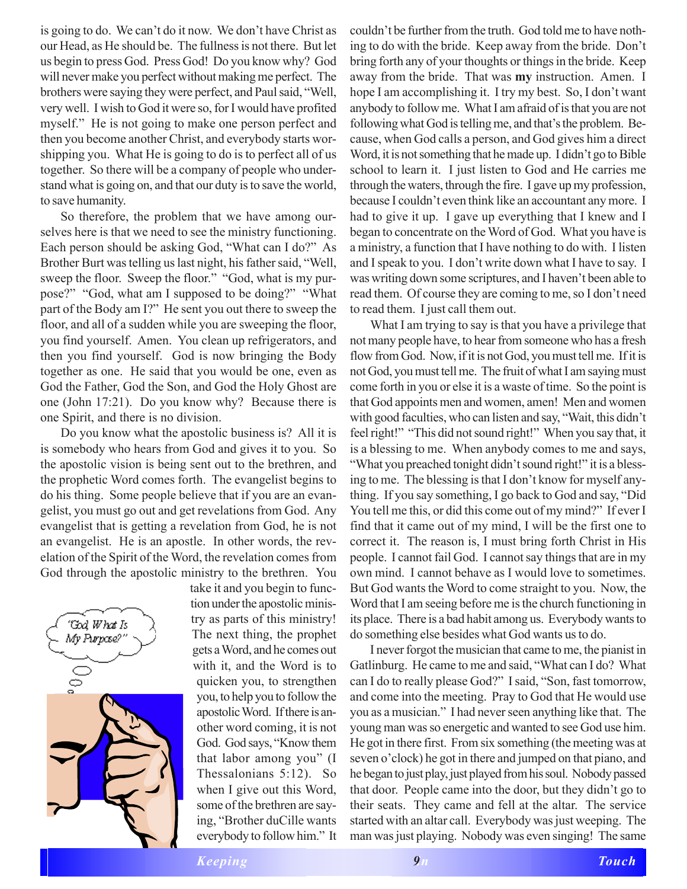is going to do. We can't do it now. We don't have Christ as our Head, as He should be. The fullness is not there. But let us begin to press God. Press God! Do you know why? God will never make you perfect without making me perfect. The brothers were saying they were perfect, and Paul said, "Well, very well. I wish to God it were so, for I would have profited myself." He is not going to make one person perfect and then you become another Christ, and everybody starts worshipping you. What He is going to do is to perfect all of us together. So there will be a company of people who understand what is going on, and that our duty is to save the world, to save humanity.

So therefore, the problem that we have among ourselves here is that we need to see the ministry functioning. Each person should be asking God, "What can I do?" As Brother Burt was telling us last night, his father said, "Well, sweep the floor. Sweep the floor." "God, what is my purpose?" "God, what am I supposed to be doing?" "What part of the Body am I?" He sent you out there to sweep the floor, and all of a sudden while you are sweeping the floor, you find yourself. Amen. You clean up refrigerators, and then you find yourself. God is now bringing the Body together as one. He said that you would be one, even as God the Father, God the Son, and God the Holy Ghost are one (John 17:21). Do you know why? Because there is one Spirit, and there is no division.

Do you know what the apostolic business is? All it is is somebody who hears from God and gives it to you. So the apostolic vision is being sent out to the brethren, and the prophetic Word comes forth. The evangelist begins to do his thing. Some people believe that if you are an evangelist, you must go out and get revelations from God. Any evangelist that is getting a revelation from God, he is not an evangelist. He is an apostle. In other words, the revelation of the Spirit of the Word, the revelation comes from God through the apostolic ministry to the brethren. You take it and you begin to function under the apostolic ministry as parts of this ministry! The next thing, the prophet gets a Word, and he comes out with it, and the Word is to quicken you, to strengthen you, to help you to follow the apostolic Word. If there is another word coming, it is not God. God says, "Know them that labor among you" (I Thessalonians 5:12). So when I give out this Word, some of the brethren are saying, "Brother duCille wants everybody to follow him." It couldn't be further from the truth. God told me to have nothing to do with the bride. Keep away from the bride. Don't bring forth any of your thoughts or things in the bride. Keep away from the bride. That was **my** instruction. Amen. I hope I am accomplishing it. I try my best. So, I don't want anybody to follow me. What I am afraid of is that you are not following what God is telling me, and that's the problem. Because, when God calls a person, and God gives him a direct Word, it is not something that he made up. I didn't go to Bible school to learn it. I just listen to God and He carries me through the waters, through the fire. I gave up my profession, because I couldn't even think like an accountant any more. I had to give it up. I gave up everything that I knew and I began to concentrate on the Word of God. What you have is a ministry, a function that I have nothing to do with. I listen and I speak to you. I don't write down what I have to say. I was writing down some scriptures, and I haven't been able to read them. Of course they are coming to me, so I don't need to read them. I just call them out.

What I am trying to say is that you have a privilege that not many people have, to hear from someone who has a fresh flow from God. Now, if it is not God, you must tell me. If it is not God, you must tell me. The fruit of what I am saying must come forth in you or else it is a waste of time. So the point is that God appoints men and women, amen! Men and women with good faculties, who can listen and say, "Wait, this didn't feel right!" "This did not sound right!" When you say that, it is a blessing to me. When anybody comes to me and says, "What you preached tonight didn't sound right!" it is a blessing to me. The blessing is that I don't know for myself anything. If you say something, I go back to God and say, "Did You tell me this, or did this come out of my mind?" If ever I find that it came out of my mind, I will be the first one to correct it. The reason is, I must bring forth Christ in His people. I cannot fail God. I cannot say things that are in my own mind. I cannot behave as I would love to sometimes. But God wants the Word to come straight to you. Now, the Word that I am seeing before me is the church functioning in its place. There is a bad habit among us. Everybody wants to do something else besides what God wants us to do.

I never forgot the musician that came to me, the pianist in Gatlinburg. He came to me and said, "What can I do? What can I do to really please God?" I said, "Son, fast tomorrow, and come into the meeting. Pray to God that He would use you as a musician." I had never seen anything like that. The young man was so energetic and wanted to see God use him. He got in there first. From six something (the meeting was at seven o'clock) he got in there and jumped on that piano, and he began to just play, just played from his soul. Nobody passed that door. People came into the door, but they didn't go to their seats. They came and fell at the altar. The service started with an altar call. Everybody was just weeping. The man was just playing. Nobody was even singing! The same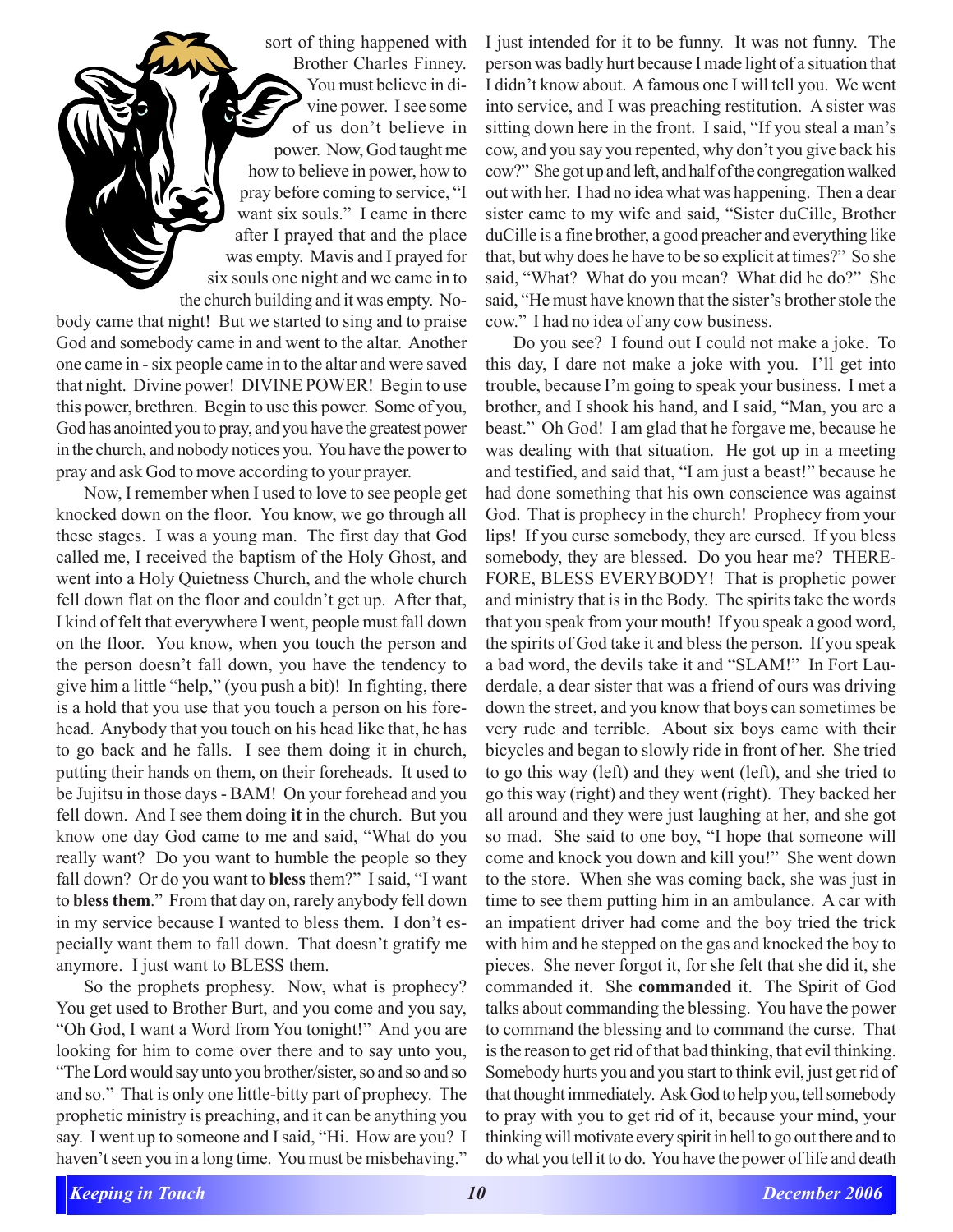sort of thing happened with Brother Charles Finney. You must believe in divine power. I see some of us don't believe in power. Now, God taught me how to believe in power, how to pray before coming to service, "I want six souls." I came in there after I prayed that and the place was empty. Mavis and I prayed for six souls one night and we came in to the church building and it was empty. Nobody came that night! But we started to sing and to praise God and somebody came in and went to the altar. Another one came in - six people came in to the altar and were saved that night. Divine power! DIVINE POWER! Begin to use this power, brethren. Begin to use this power. Some of you, God has anointed you to pray, and you have the greatest power in the church, and nobody notices you. You have the power to pray and ask God to move according to your prayer.

Now, I remember when I used to love to see people get knocked down on the floor. You know, we go through all these stages. I was a young man. The first day that God called me, I received the baptism of the Holy Ghost, and went into a Holy Quietness Church, and the whole church fell down flat on the floor and couldn't get up. After that, I kind of felt that everywhere I went, people must fall down on the floor. You know, when you touch the person and the person doesn't fall down, you have the tendency to give him a little "help," (you push a bit)! In fighting, there is a hold that you use that you touch a person on his forehead. Anybody that you touch on his head like that, he has to go back and he falls. I see them doing it in church, putting their hands on them, on their foreheads. It used to be Jujitsu in those days - BAM! On your forehead and you fell down. And I see them doing **it** in the church. But you know one day God came to me and said, "What do you really want? Do you want to humble the people so they fall down? Or do you want to **bless** them?" I said, "I want to **bless them**." From that day on, rarely anybody fell down in my service because I wanted to bless them. I don't especially want them to fall down. That doesn't gratify me anymore. I just want to BLESS them.

So the prophets prophesy. Now, what is prophecy? You get used to Brother Burt, and you come and you say, "Oh God, I want a Word from You tonight!" And you are looking for him to come over there and to say unto you, "The Lord would say unto you brother/sister, so and so and so and so." That is only one little-bitty part of prophecy. The prophetic ministry is preaching, and it can be anything you say. I went up to someone and I said, "Hi. How are you? I haven't seen you in a long time. You must be misbehaving." I just intended for it to be funny. It was not funny. The person was badly hurt because I made light of a situation that I didn't know about. A famous one I will tell you. We went into service, and I was preaching restitution. A sister was sitting down here in the front. I said, "If you steal a man's cow, and you say you repented, why don't you give back his cow?" She got up and left, and half of the congregation walked out with her. I had no idea what was happening. Then a dear sister came to my wife and said, "Sister duCille, Brother duCille is a fine brother, a good preacher and everything like that, but why does he have to be so explicit at times?" So she said, "What? What do you mean? What did he do?" She said, "He must have known that the sister's brother stole the cow." I had no idea of any cow business.

Do you see? I found out I could not make a joke. To this day, I dare not make a joke with you. I'll get into trouble, because I'm going to speak your business. I met a brother, and I shook his hand, and I said, "Man, you are a beast." Oh God! I am glad that he forgave me, because he was dealing with that situation. He got up in a meeting and testified, and said that, "I am just a beast!" because he had done something that his own conscience was against God. That is prophecy in the church! Prophecy from your lips! If you curse somebody, they are cursed. If you bless somebody, they are blessed. Do you hear me? THEREFORE, BLESS EVERYBODY! That is prophetic power and ministry that is in the Body. The spirits take the words that you speak from your mouth! If you speak a good word, the spirits of God take it and bless the person. If you speak a bad word, the devils take it and "SLAM!" In Fort Lauderdale, a dear sister that was a friend of ours was driving down the street, and you know that boys can sometimes be very rude and terrible. About six boys came with their bicycles and began to slowly ride in front of her. She tried to go this way (left) and they went (left), and she tried to go this way (right) and they went (right). They backed her all around and they were just laughing at her, and she got so mad. She said to one boy, "I hope that someone will come and knock you down and kill you!" She went down to the store. When she was coming back, she was just in time to see them putting him in an ambulance. A car with an impatient driver had come and the boy tried the trick with him and he stepped on the gas and knocked the boy to pieces. She never forgot it, for she felt that she did it, she commanded it. She **commanded** it. The Spirit of God talks about commanding the blessing. You have the power to command the blessing and to command the curse. That is the reason to get rid of that bad thinking, that evil thinking. Somebody hurts you and you start to think evil, just get rid of that thought immediately. Ask God to help you, tell somebody to pray with you to get rid of it, because your mind, your thinking will motivate every spirit in hell to go out there and to do what you tell it to do. You have the power of life and death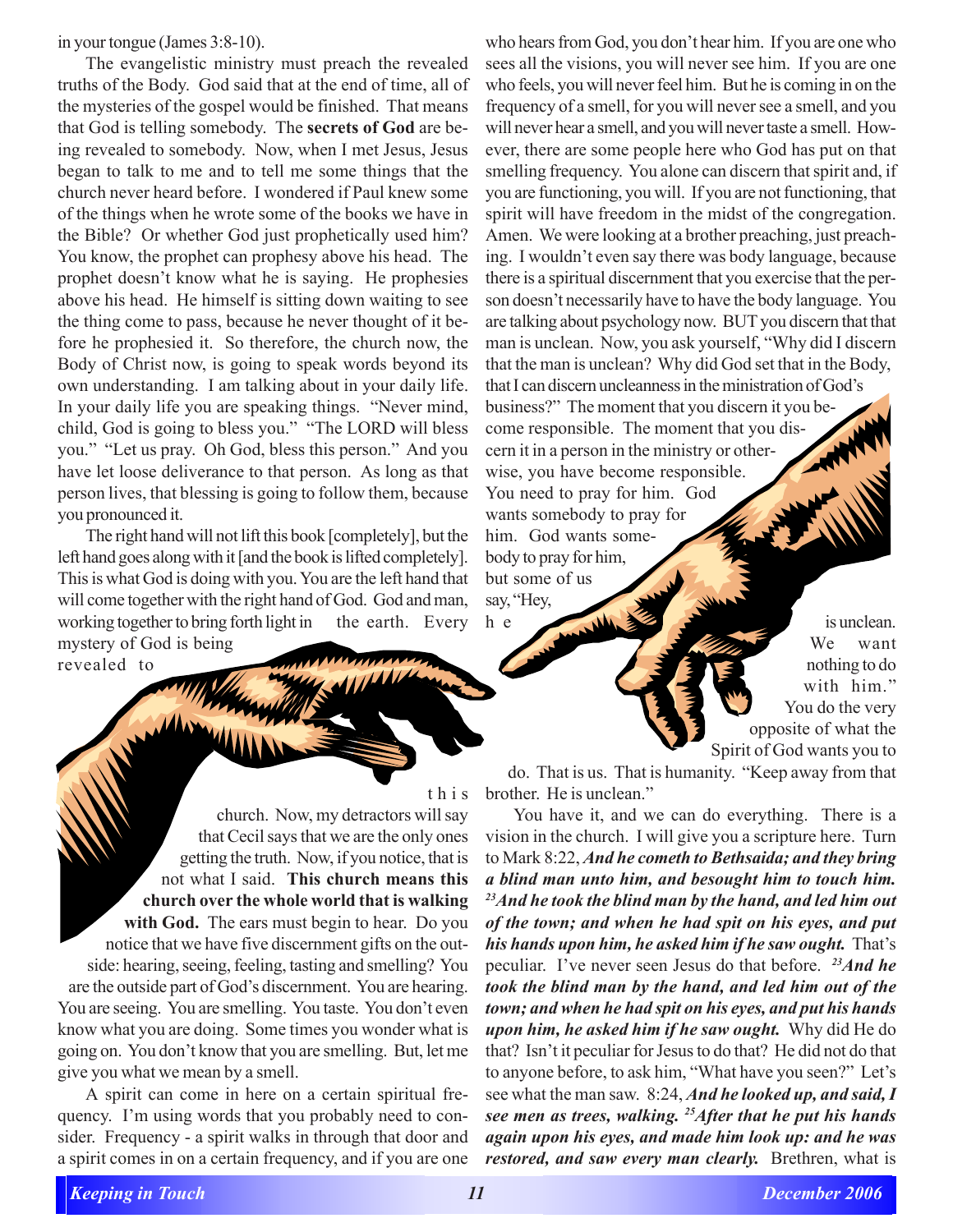in your tongue (James 3:8-10).

The evangelistic ministry must preach the revealed truths of the Body. God said that at the end of time, all of the mysteries of the gospel would be finished. That means that God is telling somebody. The **secrets of God** are being revealed to somebody. Now, when I met Jesus, Jesus began to talk to me and to tell me some things that the church never heard before. I wondered if Paul knew some of the things when he wrote some of the books we have in the Bible? Or whether God just prophetically used him? You know, the prophet can prophesy above his head. The prophet doesn't know what he is saying. He prophesies above his head. He himself is sitting down waiting to see the thing come to pass, because he never thought of it before he prophesied it. So therefore, the church now, the Body of Christ now, is going to speak words beyond its own understanding. I am talking about in your daily life. In your daily life you are speaking things. "Never mind, child, God is going to bless you." "The LORD will bless you." "Let us pray. Oh God, bless this person." And you have let loose deliverance to that person. As long as that person lives, that blessing is going to follow them, because you pronounced it.

The right hand will not lift this book [completely], but the left hand goes along with it [and the book is lifted completely]. This is what God is doing with you. You are the left hand that will come together with the right hand of God. God and man, working together to bring forth light in the earth. Every mystery of God is being revealed to this church. Now, my detractors will say that Cecil says that we are the only ones getting the truth. Now, if you notice, that is not what I said. **This church means this church over the whole world that is walking with God.** The ears must begin to hear. Do you notice that we have five discernment gifts on the outside: hearing, seeing, feeling, tasting and smelling? You are the outside part of God's discernment. You are hearing. You are seeing. You are smelling. You taste. You don't even know what you are doing. Some times you wonder what is going on. You don't know that you are smelling. But, let me give you what we mean by a smell.

A spirit can come in here on a certain spiritual frequency. I'm using words that you probably need to consider. Frequency - a spirit walks in through that door and a spirit comes in on a certain frequency, and if you are one who hears from God, you don't hear him. If you are one who sees all the visions, you will never see him. If you are one who feels, you will never feel him. But he is coming in on the frequency of a smell, for you will never see a smell, and you will never hear a smell, and you will never taste a smell. However, there are some people here who God has put on that smelling frequency. You alone can discern that spirit and, if you are functioning, you will. If you are not functioning, that spirit will have freedom in the midst of the congregation. Amen. We were looking at a brother preaching, just preaching. I wouldn't even say there was body language, because there is a spiritual discernment that you exercise that the person doesn't necessarily have to have the body language. You are talking about psychology now. BUT you discern that that man is unclean. Now, you ask yourself, "Why did I discern that the man is unclean? Why did God set that in the Body, that I can discern uncleanness in the ministration of God's business?" The moment that you discern it you become responsible. The moment that you discern it in a person in the ministry or otherwise, you have become responsible. You need to pray for him. God wants somebody to pray for him. God wants somebody to pray for him, but some of us say, "Hey, he is unclean. We want nothing to do with him." You do the very opposite of what the Spirit of God wants you to do. That is us. That is humanity. "Keep away from that brother. He is unclean."

You have it, and we can do everything. There is a vision in the church. I will give you a scripture here. Turn to Mark 8:22, ***And he cometh to Bethsaida; and they bring a blind man unto him, and besought him to touch him.*** [23]***And he took the blind man by the hand, and led him out of the town; and when he had spit on his eyes, and put his hands upon him, he asked him if he saw ought.*** That's peculiar. I've never seen Jesus do that before. [23]***And he took the blind man by the hand, and led him out of the town; and when he had spit on his eyes, and put his hands upon him, he asked him if he saw ought.*** Why did He do that? Isn't it peculiar for Jesus to do that? He did not do that to anyone before, to ask him, "What have you seen?" Let's see what the man saw. 8:24, ***And he looked up, and said, I see men as trees, walking.*** [25]***After that he put his hands again upon his eyes, and made him look up: and he was restored, and saw every man clearly.*** Brethren, what is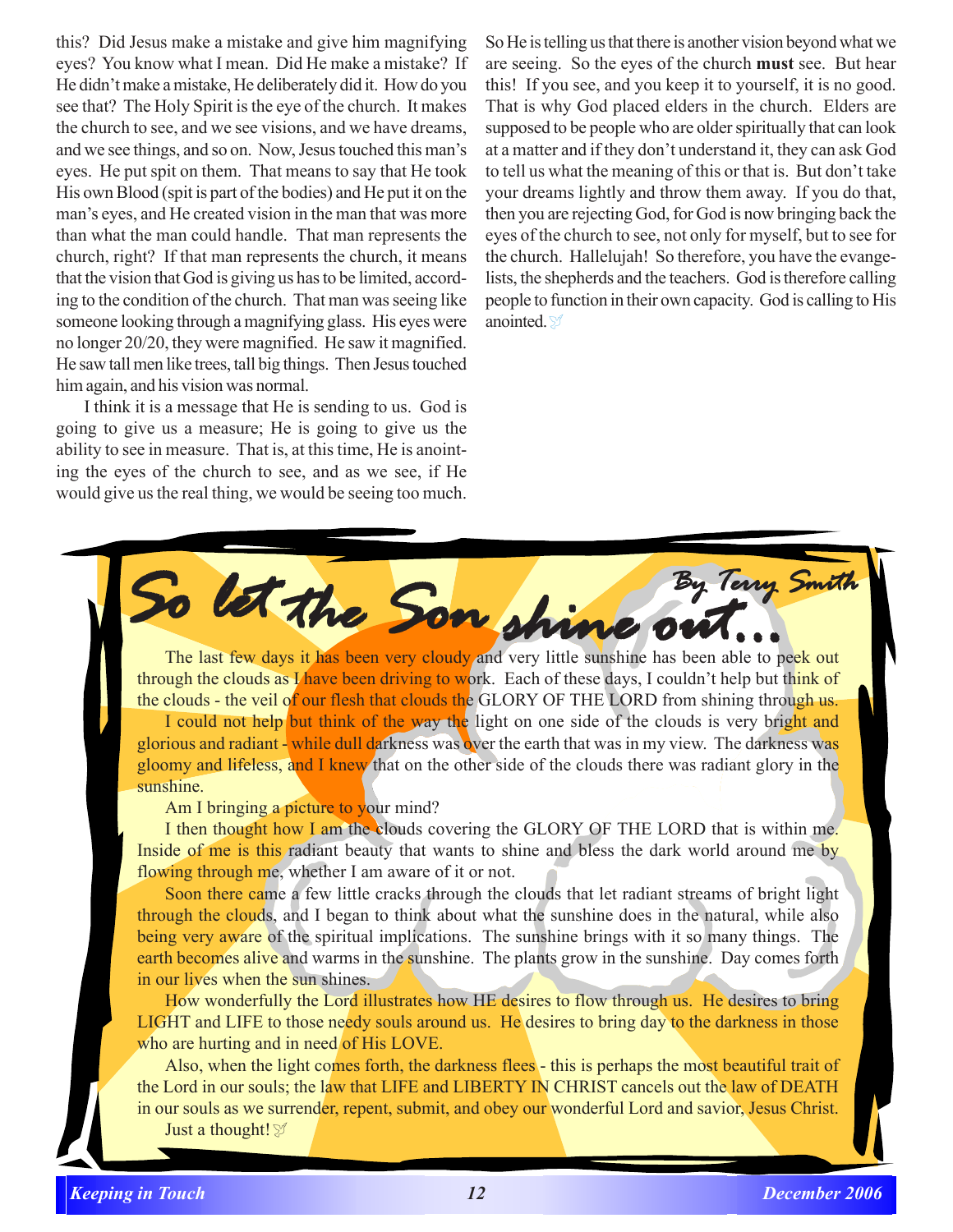this? Did Jesus make a mistake and give him magnifying eyes? You know what I mean. Did He make a mistake? If He didn't make a mistake, He deliberately did it. How do you see that? The Holy Spirit is the eye of the church. It makes the church to see, and we see visions, and we have dreams, and we see things, and so on. Now, Jesus touched this man's eyes. He put spit on them. That means to say that He took His own Blood (spit is part of the bodies) and He put it on the man's eyes, and He created vision in the man that was more than what the man could handle. That man represents the church, right? If that man represents the church, it means that the vision that God is giving us has to be limited, according to the condition of the church. That man was seeing like someone looking through a magnifying glass. His eyes were no longer 20/20, they were magnified. He saw it magnified. He saw tall men like trees, tall big things. Then Jesus touched him again, and his vision was normal.

I think it is a message that He is sending to us. God is going to give us a measure; He is going to give us the ability to see in measure. That is, at this time, He is anointing the eyes of the church to see, and as we see, if He would give us the real thing, we would be seeing too much. So He is telling us that there is another vision beyond what we are seeing. So the eyes of the church **must** see. But hear this! If you see, and you keep it to yourself, it is no good. That is why God placed elders in the church. Elders are supposed to be people who are older spiritually that can look at a matter and if they don't understand it, they can ask God to tell us what the meaning of this or that is. But don't take your dreams lightly and throw them away. If you do that, then you are rejecting God, for God is now bringing back the eyes of the church to see, not only for myself, but to see for the church. Hallelujah! So therefore, you have the evangelists, the shepherds and the teachers. God is therefore calling people to function in their own capacity. God is calling to His anointed.

# So let the Son shine out...

*By Terry Smith*

The last few days it has been very cloudy and very little sunshine has been able to peek out through the clouds as I have been driving to work. Each of these days, I couldn't help but think of the clouds - the veil of our flesh that clouds the GLORY OF THE LORD from shining through us.

I could not help but think of the way the light on one side of the clouds is very bright and glorious and radiant - while dull darkness was over the earth that was in my view. The darkness was gloomy and lifeless, and I knew that on the other side of the clouds there was radiant glory in the sunshine.

Am I bringing a picture to your mind?

I then thought how I am the clouds covering the GLORY OF THE LORD that is within me. Inside of me is this radiant beauty that wants to shine and bless the dark world around me by flowing through me, whether I am aware of it or not.

Soon there came a few little cracks through the clouds that let radiant streams of bright light through the clouds, and I began to think about what the sunshine does in the natural, while also being very aware of the spiritual implications. The sunshine brings with it so many things. The earth becomes alive and warms in the sunshine. The plants grow in the sunshine. Day comes forth in our lives when the sun shines.

How wonderfully the Lord illustrates how HE desires to flow through us. He desires to bring LIGHT and LIFE to those needy souls around us. He desires to bring day to the darkness in those who are hurting and in need of His LOVE.

Also, when the light comes forth, the darkness flees - this is perhaps the most beautiful trait of the Lord in our souls; the law that LIFE and LIBERTY IN CHRIST cancels out the law of DEATH in our souls as we surrender, repent, submit, and obey our wonderful Lord and savior, Jesus Christ.

Just a thought!